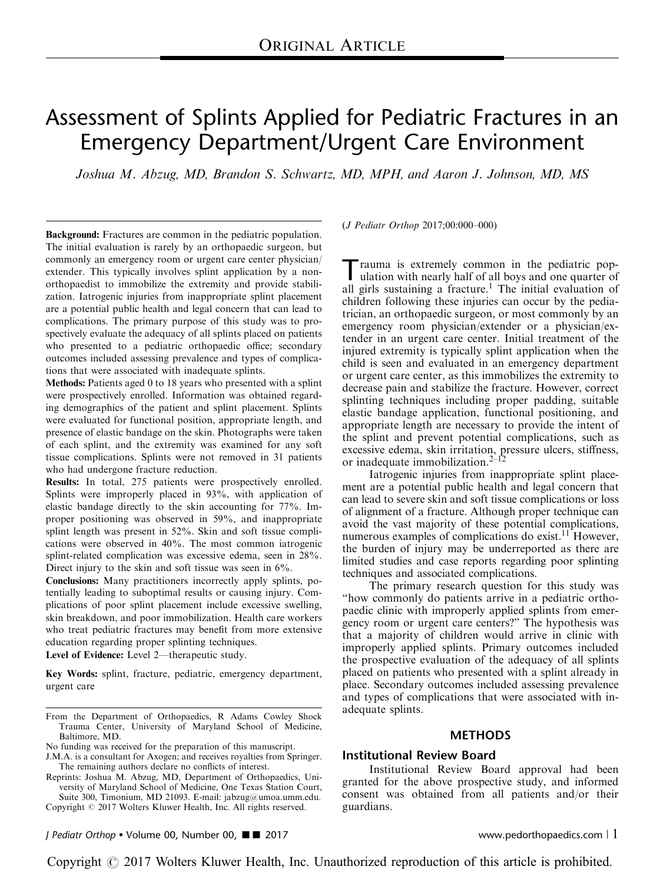ORIGINAL ARTICLE

# Assessment of Splints Applied for Pediatric Fractures in an Emergency Department/Urgent Care Environment

*Joshua M. Abzug, MD, Brandon S. Schwartz, MD, MPH, and Aaron J. Johnson, MD, MS*

**Background:** Fractures are common in the pediatric population. The initial evaluation is rarely by an orthopaedic surgeon, but commonly an emergency room or urgent care center physician/extender. This typically involves splint application by a nonorthopaedist to immobilize the extremity and provide stabilization. Iatrogenic injuries from inappropriate splint placement are a potential public health and legal concern that can lead to complications. The primary purpose of this study was to prospectively evaluate the adequacy of all splints placed on patients who presented to a pediatric orthopaedic office; secondary outcomes included assessing prevalence and types of complications that were associated with inadequate splints.

**Methods:** Patients aged 0 to 18 years who presented with a splint were prospectively enrolled. Information was obtained regarding demographics of the patient and splint placement. Splints were evaluated for functional position, appropriate length, and presence of elastic bandage on the skin. Photographs were taken of each splint, and the extremity was examined for any soft tissue complications. Splints were not removed in 31 patients who had undergone fracture reduction.

**Results:** In total, 275 patients were prospectively enrolled. Splints were improperly placed in 93%, with application of elastic bandage directly to the skin accounting for 77%. Improper positioning was observed in 59%, and inappropriate splint length was present in 52%. Skin and soft tissue complications were observed in 40%. The most common iatrogenic splint-related complication was excessive edema, seen in 28%. Direct injury to the skin and soft tissue was seen in 6%.

**Conclusions:** Many practitioners incorrectly apply splints, potentially leading to suboptimal results or causing injury. Complications of poor splint placement include excessive swelling, skin breakdown, and poor immobilization. Health care workers who treat pediatric fractures may benefit from more extensive education regarding proper splinting techniques.

**Level of Evidence:** Level 2—therapeutic study.

**Key Words:** splint, fracture, pediatric, emergency department, urgent care

(*J Pediatr Orthop* 2017;00:000–000)

From the Department of Orthopaedics, R Adams Cowley Shock Trauma Center, University of Maryland School of Medicine, Baltimore, MD.

No funding was received for the preparation of this manuscript.

J.M.A. is a consultant for Axogen; and receives royalties from Springer. The remaining authors declare no conflicts of interest.

Reprints: Joshua M. Abzug, MD, Department of Orthopaedics, University of Maryland School of Medicine, One Texas Station Court, Suite 300, Timonium, MD 21093. E-mail: jabzug@umoa.umm.edu.

Copyright © 2017 Wolters Kluwer Health, Inc. All rights reserved.

Trauma is extremely common in the pediatric population with nearly half of all boys and one quarter of all girls sustaining a fracture.[1] The initial evaluation of children following these injuries can occur by the pediatrician, an orthopaedic surgeon, or most commonly by an emergency room physician/extender or a physician/extender in an urgent care center. Initial treatment of the injured extremity is typically splint application when the child is seen and evaluated in an emergency department or urgent care center, as this immobilizes the extremity to decrease pain and stabilize the fracture. However, correct splinting techniques including proper padding, suitable elastic bandage application, functional positioning, and appropriate length are necessary to provide the intent of the splint and prevent potential complications, such as excessive edema, skin irritation, pressure ulcers, stiffness, or inadequate immobilization.[2–12]

Iatrogenic injuries from inappropriate splint placement are a potential public health and legal concern that can lead to severe skin and soft tissue complications or loss of alignment of a fracture. Although proper technique can avoid the vast majority of these potential complications, numerous examples of complications do exist.[11] However, the burden of injury may be underreported as there are limited studies and case reports regarding poor splinting techniques and associated complications.

The primary research question for this study was "how commonly do patients arrive in a pediatric orthopaedic clinic with improperly applied splints from emergency room or urgent care centers?" The hypothesis was that a majority of children would arrive in clinic with improperly applied splints. Primary outcomes included the prospective evaluation of the adequacy of all splints placed on patients who presented with a splint already in place. Secondary outcomes included assessing prevalence and types of complications that were associated with inadequate splints.

## METHODS

### Institutional Review Board

Institutional Review Board approval had been granted for the above prospective study, and informed consent was obtained from all patients and/or their guardians.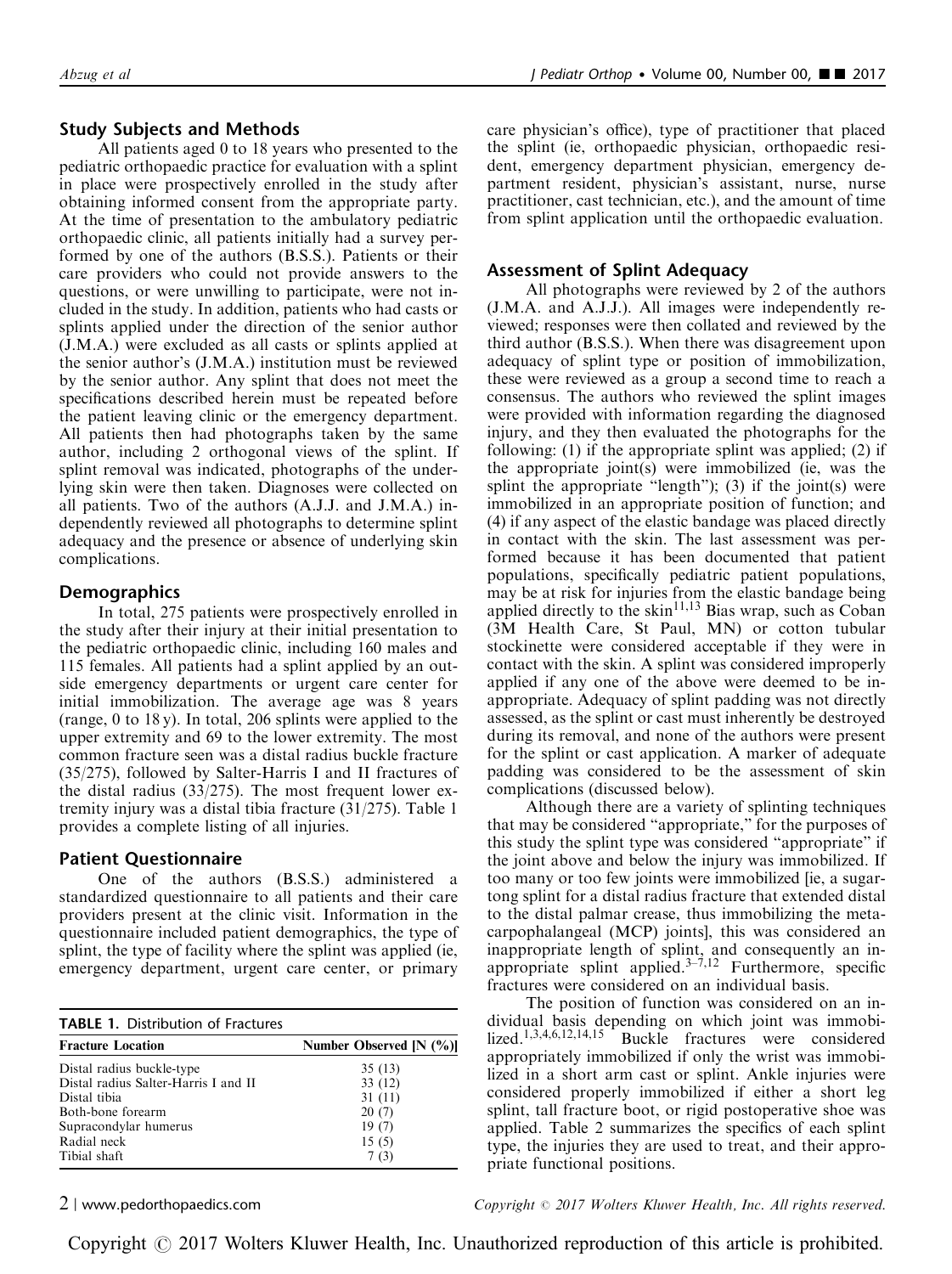## Study Subjects and Methods

All patients aged 0 to 18 years who presented to the pediatric orthopaedic practice for evaluation with a splint in place were prospectively enrolled in the study after obtaining informed consent from the appropriate party. At the time of presentation to the ambulatory pediatric orthopaedic clinic, all patients initially had a survey performed by one of the authors (B.S.S.). Patients or their care providers who could not provide answers to the questions, or were unwilling to participate, were not included in the study. In addition, patients who had casts or splints applied under the direction of the senior author (J.M.A.) were excluded as all casts or splints applied at the senior author's (J.M.A.) institution must be reviewed by the senior author. Any splint that does not meet the specifications described herein must be repeated before the patient leaving clinic or the emergency department. All patients then had photographs taken by the same author, including 2 orthogonal views of the splint. If splint removal was indicated, photographs of the underlying skin were then taken. Diagnoses were collected on all patients. Two of the authors (A.J.J. and J.M.A.) independently reviewed all photographs to determine splint adequacy and the presence or absence of underlying skin complications.

## Demographics

In total, 275 patients were prospectively enrolled in the study after their injury at their initial presentation to the pediatric orthopaedic clinic, including 160 males and 115 females. All patients had a splint applied by an outside emergency departments or urgent care center for initial immobilization. The average age was 8 years (range, 0 to 18 y). In total, 206 splints were applied to the upper extremity and 69 to the lower extremity. The most common fracture seen was a distal radius buckle fracture (35/275), followed by Salter-Harris I and II fractures of the distal radius (33/275). The most frequent lower extremity injury was a distal tibia fracture (31/275). Table 1 provides a complete listing of all injuries.

## Patient Questionnaire

One of the authors (B.S.S.) administered a standardized questionnaire to all patients and their care providers present at the clinic visit. Information in the questionnaire included patient demographics, the type of splint, the type of facility where the splint was applied (ie, emergency department, urgent care center, or primary care physician's office), type of practitioner that placed the splint (ie, orthopaedic physician, orthopaedic resident, emergency department physician, emergency department resident, physician's assistant, nurse, nurse practitioner, cast technician, etc.), and the amount of time from splint application until the orthopaedic evaluation.

**TABLE 1.** Distribution of Fractures

| Fracture Location | Number Observed [N (%)] |
|---|---|
| Distal radius buckle-type | 35 (13) |
| Distal radius Salter-Harris I and II | 33 (12) |
| Distal tibia | 31 (11) |
| Both-bone forearm | 20 (7) |
| Supracondylar humerus | 19 (7) |
| Radial neck | 15 (5) |
| Tibial shaft | 7 (3) |

## Assessment of Splint Adequacy

All photographs were reviewed by 2 of the authors (J.M.A. and A.J.J.). All images were independently reviewed; responses were then collated and reviewed by the third author (B.S.S.). When there was disagreement upon adequacy of splint type or position of immobilization, these were reviewed as a group a second time to reach a consensus. The authors who reviewed the splint images were provided with information regarding the diagnosed injury, and they then evaluated the photographs for the following: (1) if the appropriate splint was applied; (2) if the appropriate joint(s) were immobilized (ie, was the splint the appropriate "length"); (3) if the joint(s) were immobilized in an appropriate position of function; and (4) if any aspect of the elastic bandage was placed directly in contact with the skin. The last assessment was performed because it has been documented that patient populations, specifically pediatric patient populations, may be at risk for injuries from the elastic bandage being applied directly to the skin[11,13] Bias wrap, such as Coban (3M Health Care, St Paul, MN) or cotton tubular stockinette were considered acceptable if they were in contact with the skin. A splint was considered improperly applied if any one of the above were deemed to be inappropriate. Adequacy of splint padding was not directly assessed, as the splint or cast must inherently be destroyed during its removal, and none of the authors were present for the splint or cast application. A marker of adequate padding was considered to be the assessment of skin complications (discussed below).

Although there are a variety of splinting techniques that may be considered "appropriate," for the purposes of this study the splint type was considered "appropriate" if the joint above and below the injury was immobilized. If too many or too few joints were immobilized [ie, a sugar-tong splint for a distal radius fracture that extended distal to the distal palmar crease, thus immobilizing the metacarpophalangeal (MCP) joints], this was considered an inappropriate length of splint, and consequently an inappropriate splint applied.[3–7,12] Furthermore, specific fractures were considered on an individual basis.

The position of function was considered on an individual basis depending on which joint was immobilized.[1,3,4,6,12,14,15] Buckle fractures were considered appropriately immobilized if only the wrist was immobilized in a short arm cast or splint. Ankle injuries were considered properly immobilized if either a short leg splint, tall fracture boot, or rigid postoperative shoe was applied. Table 2 summarizes the specifics of each splint type, the injuries they are used to treat, and their appropriate functional positions.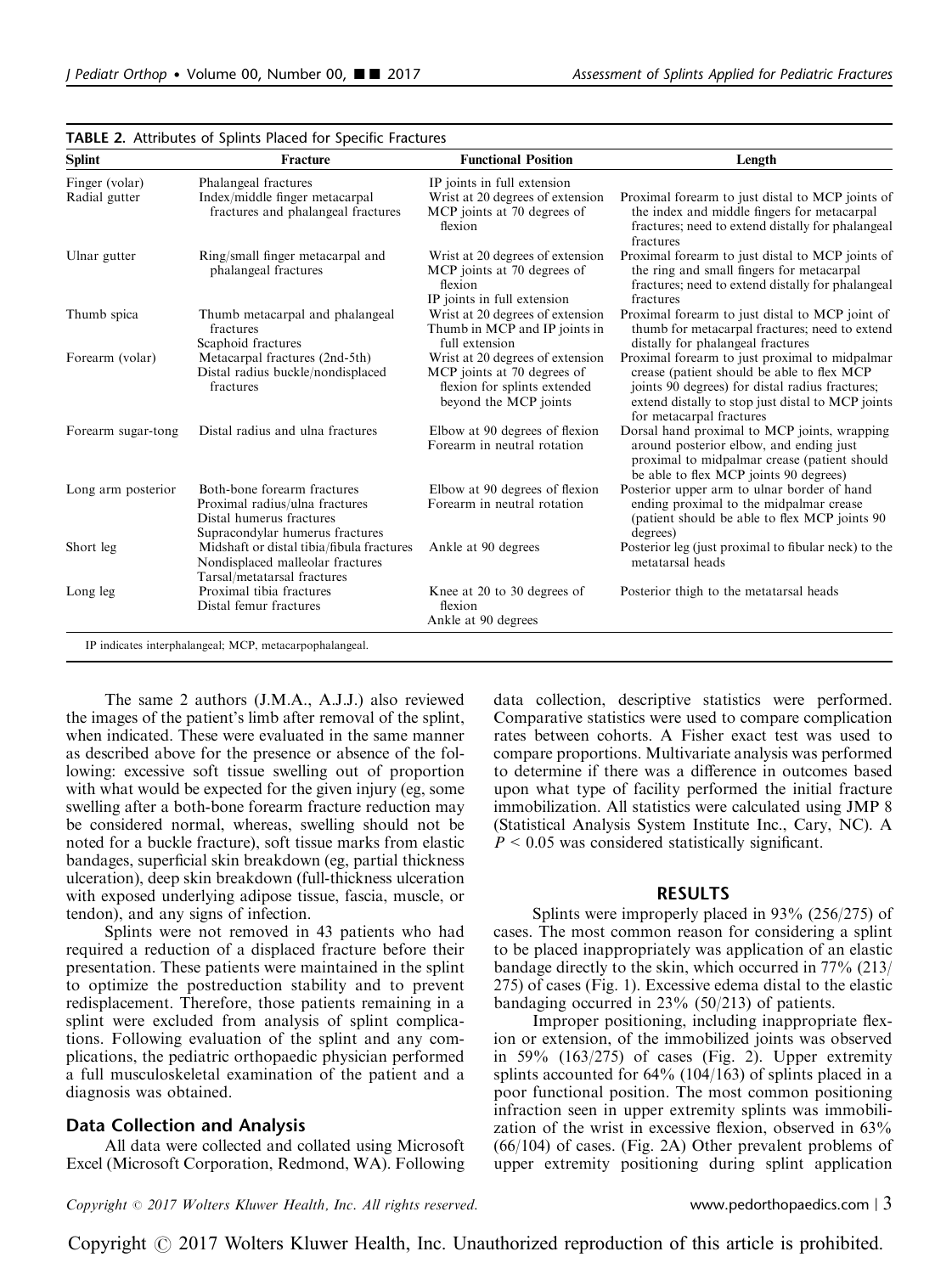**TABLE 2.** Attributes of Splints Placed for Specific Fractures

| Splint | Fracture | Functional Position | Length |
|---|---|---|---|
| Finger (volar) | Phalangeal fractures | IP joints in full extension | |
| Radial gutter | Index/middle finger metacarpal fractures and phalangeal fractures | Wrist at 20 degrees of extension<br>MCP joints at 70 degrees of flexion | Proximal forearm to just distal to MCP joints of the index and middle fingers for metacarpal fractures; need to extend distally for phalangeal fractures |
| Ulnar gutter | Ring/small finger metacarpal and phalangeal fractures | Wrist at 20 degrees of extension<br>MCP joints at 70 degrees of flexion<br>IP joints in full extension | Proximal forearm to just distal to MCP joints of the ring and small fingers for metacarpal fractures; need to extend distally for phalangeal fractures |
| Thumb spica | Thumb metacarpal and phalangeal fractures<br>Scaphoid fractures | Wrist at 20 degrees of extension<br>Thumb in MCP and IP joints in full extension | Proximal forearm to just distal to MCP joint of thumb for metacarpal fractures; need to extend distally for phalangeal fractures |
| Forearm (volar) | Metacarpal fractures (2nd-5th)<br>Distal radius buckle/nondisplaced fractures | Wrist at 20 degrees of extension<br>MCP joints at 70 degrees of flexion for splints extended beyond the MCP joints | Proximal forearm to just proximal to midpalmar crease (patient should be able to flex MCP joints 90 degrees) for distal radius fractures; extend distally to stop just distal to MCP joints for metacarpal fractures |
| Forearm sugar-tong | Distal radius and ulna fractures | Elbow at 90 degrees of flexion<br>Forearm in neutral rotation | Dorsal hand proximal to MCP joints, wrapping around posterior elbow, and ending just proximal to midpalmar crease (patient should be able to flex MCP joints 90 degrees) |
| Long arm posterior | Both-bone forearm fractures<br>Proximal radius/ulna fractures<br>Distal humerus fractures<br>Supracondylar humerus fractures | Elbow at 90 degrees of flexion<br>Forearm in neutral rotation | Posterior upper arm to ulnar border of hand ending proximal to the midpalmar crease (patient should be able to flex MCP joints 90 degrees) |
| Short leg | Midshaft or distal tibia/fibula fractures<br>Nondisplaced malleolar fractures<br>Tarsal/metatarsal fractures | Ankle at 90 degrees | Posterior leg (just proximal to fibular neck) to the metatarsal heads |
| Long leg | Proximal tibia fractures<br>Distal femur fractures | Knee at 20 to 30 degrees of flexion<br>Ankle at 90 degrees | Posterior thigh to the metatarsal heads |

IP indicates interphalangeal; MCP, metacarpophalangeal.

The same 2 authors (J.M.A., A.J.J.) also reviewed the images of the patient's limb after removal of the splint, when indicated. These were evaluated in the same manner as described above for the presence or absence of the following: excessive soft tissue swelling out of proportion with what would be expected for the given injury (eg, some swelling after a both-bone forearm fracture reduction may be considered normal, whereas, swelling should not be noted for a buckle fracture), soft tissue marks from elastic bandages, superficial skin breakdown (eg, partial thickness ulceration), deep skin breakdown (full-thickness ulceration with exposed underlying adipose tissue, fascia, muscle, or tendon), and any signs of infection.

Splints were not removed in 43 patients who had required a reduction of a displaced fracture before their presentation. These patients were maintained in the splint to optimize the postreduction stability and to prevent redisplacement. Therefore, those patients remaining in a splint were excluded from analysis of splint complications. Following evaluation of the splint and any complications, the pediatric orthopaedic physician performed a full musculoskeletal examination of the patient and a diagnosis was obtained.

### Data Collection and Analysis

All data were collected and collated using Microsoft Excel (Microsoft Corporation, Redmond, WA). Following data collection, descriptive statistics were performed. Comparative statistics were used to compare complication rates between cohorts. A Fisher exact test was used to compare proportions. Multivariate analysis was performed to determine if there was a difference in outcomes based upon what type of facility performed the initial fracture immobilization. All statistics were calculated using JMP 8 (Statistical Analysis System Institute Inc., Cary, NC). A $P < 0.05$ was considered statistically significant.

## RESULTS

Splints were improperly placed in 93% (256/275) of cases. The most common reason for considering a splint to be placed inappropriately was application of an elastic bandage directly to the skin, which occurred in 77% (213/275) of cases (Fig. 1). Excessive edema distal to the elastic bandaging occurred in 23% (50/213) of patients.

Improper positioning, including inappropriate flexion or extension, of the immobilized joints was observed in 59% (163/275) of cases (Fig. 2). Upper extremity splints accounted for 64% (104/163) of splints placed in a poor functional position. The most common positioning infraction seen in upper extremity splints was immobilization of the wrist in excessive flexion, observed in 63% (66/104) of cases. (Fig. 2A) Other prevalent problems of upper extremity positioning during splint application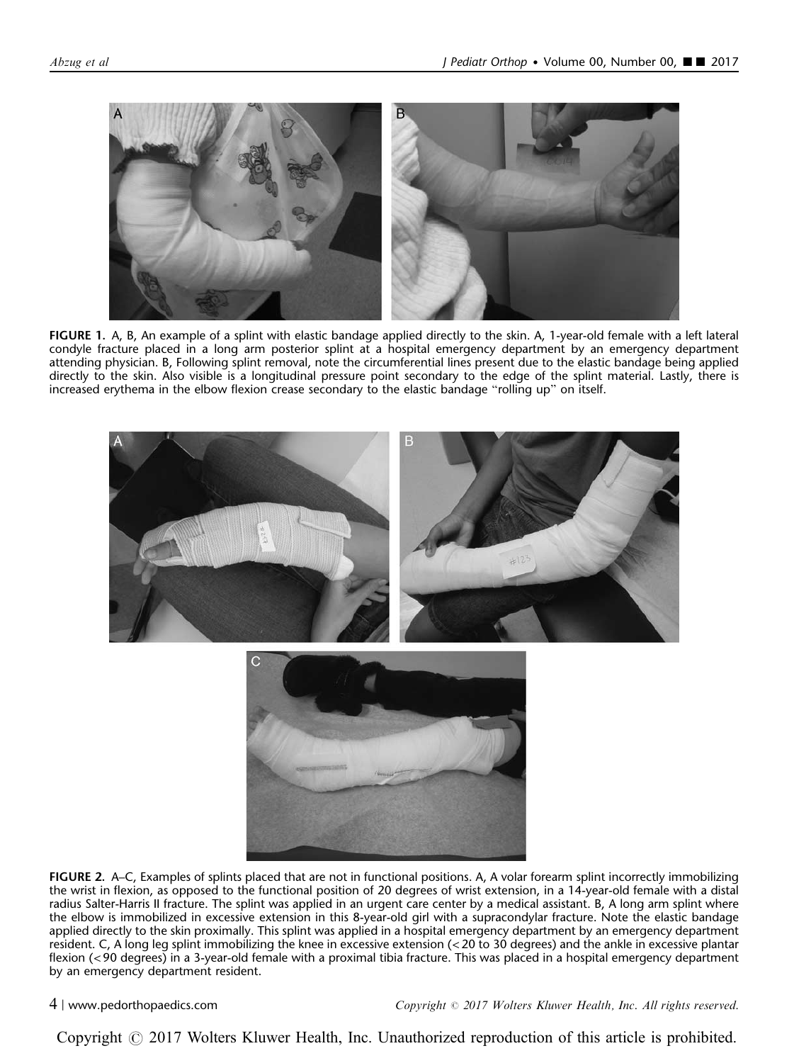**FIGURE 1.** A, B, An example of a splint with elastic bandage applied directly to the skin. A, 1-year-old female with a left lateral condyle fracture placed in a long arm posterior splint at a hospital emergency department by an emergency department attending physician. B, Following splint removal, note the circumferential lines present due to the elastic bandage being applied directly to the skin. Also visible is a longitudinal pressure point secondary to the edge of the splint material. Lastly, there is increased erythema in the elbow flexion crease secondary to the elastic bandage "rolling up" on itself.

**FIGURE 2.** A–C, Examples of splints placed that are not in functional positions. A, A volar forearm splint incorrectly immobilizing the wrist in flexion, as opposed to the functional position of 20 degrees of wrist extension, in a 14-year-old female with a distal radius Salter-Harris II fracture. The splint was applied in an urgent care center by a medical assistant. B, A long arm splint where the elbow is immobilized in excessive extension in this 8-year-old girl with a supracondylar fracture. Note the elastic bandage applied directly to the skin proximally. This splint was applied in a hospital emergency department by an emergency department resident. C, A long leg splint immobilizing the knee in excessive extension (<20 to 30 degrees) and the ankle in excessive plantar flexion (<90 degrees) in a 3-year-old female with a proximal tibia fracture. This was placed in a hospital emergency department by an emergency department resident.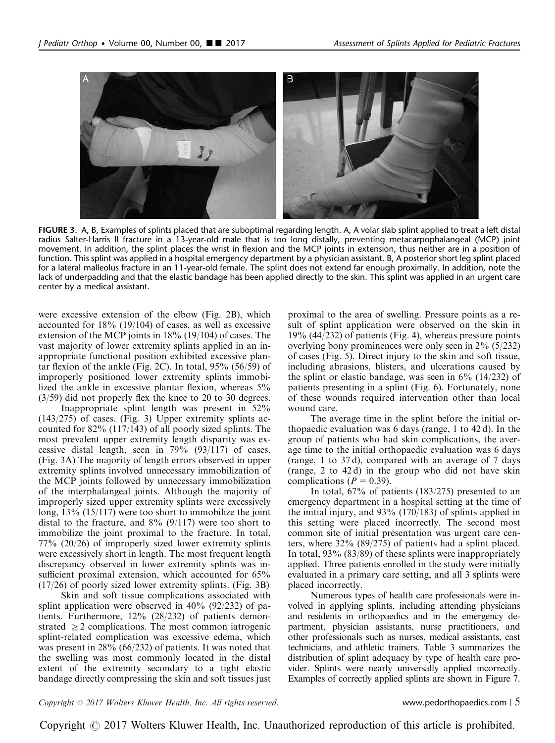FIGURE 3. A, B, Examples of splints placed that are suboptimal regarding length. A, A volar slab splint applied to treat a left distal radius Salter-Harris II fracture in a 13-year-old male that is too long distally, preventing metacarpophalangeal (MCP) joint movement. In addition, the splint places the wrist in flexion and the MCP joints in extension, thus neither are in a position of function. This splint was applied in a hospital emergency department by a physician assistant. B, A posterior short leg splint placed for a lateral malleolus fracture in an 11-year-old female. The splint does not extend far enough proximally. In addition, note the lack of underpadding and that the elastic bandage has been applied directly to the skin. This splint was applied in an urgent care center by a medical assistant.

were excessive extension of the elbow (Fig. 2B), which accounted for 18% (19/104) of cases, as well as excessive extension of the MCP joints in 18% (19/104) of cases. The vast majority of lower extremity splints applied in an inappropriate functional position exhibited excessive plantar flexion of the ankle (Fig. 2C). In total, 95% (56/59) of improperly positioned lower extremity splints immobilized the ankle in excessive plantar flexion, whereas 5% (3/59) did not properly flex the knee to 20 to 30 degrees.

Inappropriate splint length was present in 52% (143/275) of cases. (Fig. 3) Upper extremity splints accounted for 82% (117/143) of all poorly sized splints. The most prevalent upper extremity length disparity was excessive distal length, seen in 79% (93/117) of cases. (Fig. 3A) The majority of length errors observed in upper extremity splints involved unnecessary immobilization of the MCP joints followed by unnecessary immobilization of the interphalangeal joints. Although the majority of improperly sized upper extremity splints were excessively long, 13% (15/117) were too short to immobilize the joint distal to the fracture, and 8% (9/117) were too short to immobilize the joint proximal to the fracture. In total, 77% (20/26) of improperly sized lower extremity splints were excessively short in length. The most frequent length discrepancy observed in lower extremity splints was insufficient proximal extension, which accounted for 65% (17/26) of poorly sized lower extremity splints. (Fig. 3B)

Skin and soft tissue complications associated with splint application were observed in 40% (92/232) of patients. Furthermore, 12% (28/232) of patients demonstrated $\geq 2$ complications. The most common iatrogenic splint-related complication was excessive edema, which was present in 28% (66/232) of patients. It was noted that the swelling was most commonly located in the distal extent of the extremity secondary to a tight elastic bandage directly compressing the skin and soft tissues just proximal to the area of swelling. Pressure points as a result of splint application were observed on the skin in 19% (44/232) of patients (Fig. 4), whereas pressure points overlying bony prominences were only seen in 2% (5/232) of cases (Fig. 5). Direct injury to the skin and soft tissue, including abrasions, blisters, and ulcerations caused by the splint or elastic bandage, was seen in 6% (14/232) of patients presenting in a splint (Fig. 6). Fortunately, none of these wounds required intervention other than local wound care.

The average time in the splint before the initial orthopaedic evaluation was 6 days (range, 1 to 42 d). In the group of patients who had skin complications, the average time to the initial orthopaedic evaluation was 6 days (range, 1 to 37 d), compared with an average of 7 days (range, 2 to 42 d) in the group who did not have skin complications ($P = 0.39$).

In total, 67% of patients (183/275) presented to an emergency department in a hospital setting at the time of the initial injury, and 93% (170/183) of splints applied in this setting were placed incorrectly. The second most common site of initial presentation was urgent care centers, where 32% (89/275) of patients had a splint placed. In total, 93% (83/89) of these splints were inappropriately applied. Three patients enrolled in the study were initially evaluated in a primary care setting, and all 3 splints were placed incorrectly.

Numerous types of health care professionals were involved in applying splints, including attending physicians and residents in orthopaedics and in the emergency department, physician assistants, nurse practitioners, and other professionals such as nurses, medical assistants, cast technicians, and athletic trainers. Table 3 summarizes the distribution of splint adequacy by type of health care provider. Splints were nearly universally applied incorrectly. Examples of correctly applied splints are shown in Figure 7.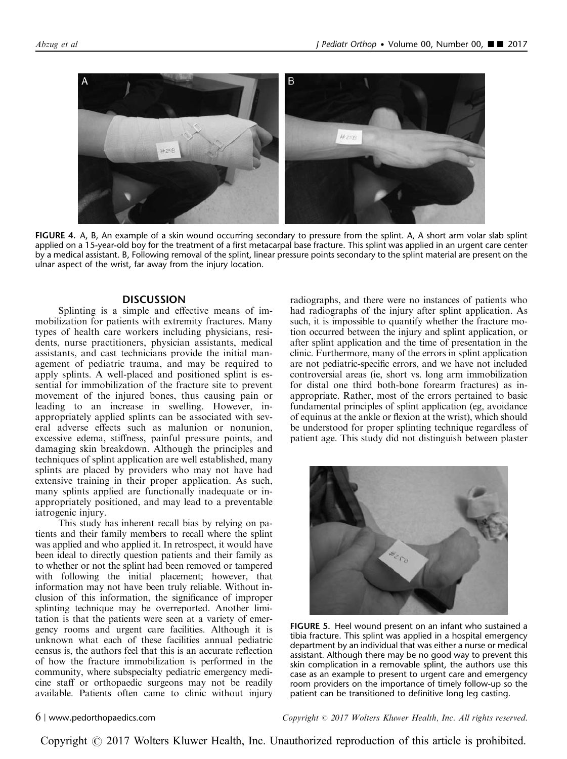FIGURE 4. A, B, An example of a skin wound occurring secondary to pressure from the splint. A, A short arm volar slab splint applied on a 15-year-old boy for the treatment of a first metacarpal base fracture. This splint was applied in an urgent care center by a medical assistant. B, Following removal of the splint, linear pressure points secondary to the splint material are present on the ulnar aspect of the wrist, far away from the injury location.

## DISCUSSION

Splinting is a simple and effective means of immobilization for patients with extremity fractures. Many types of health care workers including physicians, residents, nurse practitioners, physician assistants, medical assistants, and cast technicians provide the initial management of pediatric trauma, and may be required to apply splints. A well-placed and positioned splint is essential for immobilization of the fracture site to prevent movement of the injured bones, thus causing pain or leading to an increase in swelling. However, inappropriately applied splints can be associated with several adverse effects such as malunion or nonunion, excessive edema, stiffness, painful pressure points, and damaging skin breakdown. Although the principles and techniques of splint application are well established, many splints are placed by providers who may not have had extensive training in their proper application. As such, many splints applied are functionally inadequate or inappropriately positioned, and may lead to a preventable iatrogenic injury.

This study has inherent recall bias by relying on patients and their family members to recall where the splint was applied and who applied it. In retrospect, it would have been ideal to directly question patients and their family as to whether or not the splint had been removed or tampered with following the initial placement; however, that information may not have been truly reliable. Without inclusion of this information, the significance of improper splinting technique may be overreported. Another limitation is that the patients were seen at a variety of emergency rooms and urgent care facilities. Although it is unknown what each of these facilities annual pediatric census is, the authors feel that this is an accurate reflection of how the fracture immobilization is performed in the community, where subspecialty pediatric emergency medicine staff or orthopaedic surgeons may not be readily available. Patients often came to clinic without injury radiographs, and there were no instances of patients who had radiographs of the injury after splint application. As such, it is impossible to quantify whether the fracture motion occurred between the injury and splint application, or after splint application and the time of presentation in the clinic. Furthermore, many of the errors in splint application are not pediatric-specific errors, and we have not included controversial areas (ie, short vs. long arm immobilization for distal one third both-bone forearm fractures) as inappropriate. Rather, most of the errors pertained to basic fundamental principles of splint application (eg, avoidance of equinus at the ankle or flexion at the wrist), which should be understood for proper splinting technique regardless of patient age. This study did not distinguish between plaster

FIGURE 5. Heel wound present on an infant who sustained a tibia fracture. This splint was applied in a hospital emergency department by an individual that was either a nurse or medical assistant. Although there may be no good way to prevent this skin complication in a removable splint, the authors use this case as an example to present to urgent care and emergency room providers on the importance of timely follow-up so the patient can be transitioned to definitive long leg casting.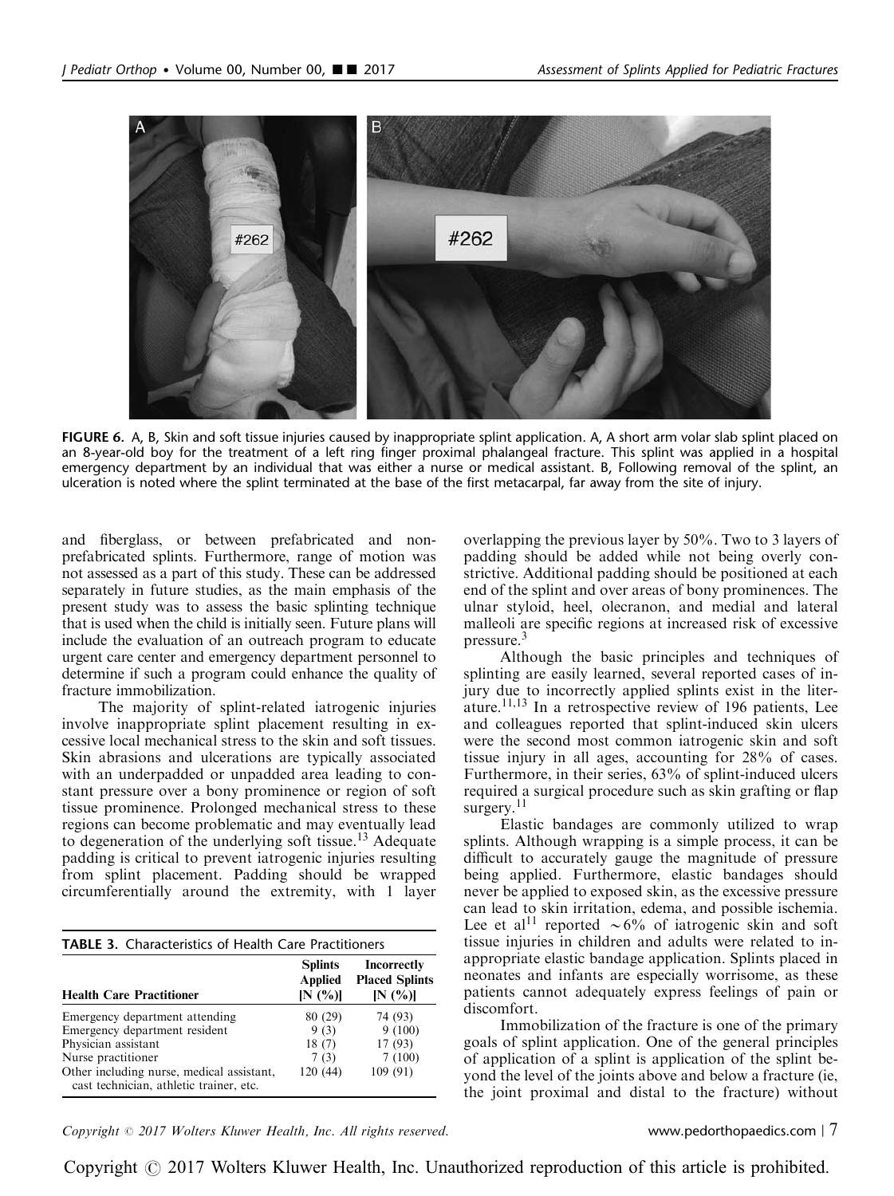FIGURE 6. A, B, Skin and soft tissue injuries caused by inappropriate splint application. A, A short arm volar slab splint placed on an 8-year-old boy for the treatment of a left ring finger proximal phalangeal fracture. This splint was applied in a hospital emergency department by an individual that was either a nurse or medical assistant. B, Following removal of the splint, an ulceration is noted where the splint terminated at the base of the first metacarpal, far away from the site of injury.

and fiberglass, or between prefabricated and non-prefabricated splints. Furthermore, range of motion was not assessed as a part of this study. These can be addressed separately in future studies, as the main emphasis of the present study was to assess the basic splinting technique that is used when the child is initially seen. Future plans will include the evaluation of an outreach program to educate urgent care center and emergency department personnel to determine if such a program could enhance the quality of fracture immobilization.

The majority of splint-related iatrogenic injuries involve inappropriate splint placement resulting in excessive local mechanical stress to the skin and soft tissues. Skin abrasions and ulcerations are typically associated with an underpadded or unpadded area leading to constant pressure over a bony prominence or region of soft tissue prominence. Prolonged mechanical stress to these regions can become problematic and may eventually lead to degeneration of the underlying soft tissue.[13] Adequate padding is critical to prevent iatrogenic injuries resulting from splint placement. Padding should be wrapped circumferentially around the extremity, with 1 layer overlapping the previous layer by 50%. Two to 3 layers of padding should be added while not being overly constrictive. Additional padding should be positioned at each end of the splint and over areas of bony prominences. The ulnar styloid, heel, olecranon, and medial and lateral malleoli are specific regions at increased risk of excessive pressure.[3]

**TABLE 3.** Characteristics of Health Care Practitioners

| Health Care Practitioner | Splints Applied [N (%)] | Incorrectly Placed Splints [N (%)] |
|---|---|---|
| Emergency department attending | 80 (29) | 74 (93) |
| Emergency department resident | 9 (3) | 9 (100) |
| Physician assistant | 18 (7) | 17 (93) |
| Nurse practitioner | 7 (3) | 7 (100) |
| Other including nurse, medical assistant, cast technician, athletic trainer, etc. | 120 (44) | 109 (91) |

Although the basic principles and techniques of splinting are easily learned, several reported cases of injury due to incorrectly applied splints exist in the literature.[11,13] In a retrospective review of 196 patients, Lee and colleagues reported that splint-induced skin ulcers were the second most common iatrogenic skin and soft tissue injury in all ages, accounting for 28% of cases. Furthermore, in their series, 63% of splint-induced ulcers required a surgical procedure such as skin grafting or flap surgery.[11]

Elastic bandages are commonly utilized to wrap splints. Although wrapping is a simple process, it can be difficult to accurately gauge the magnitude of pressure being applied. Furthermore, elastic bandages should never be applied to exposed skin, as the excessive pressure can lead to skin irritation, edema, and possible ischemia. Lee et al[11] reported ~6% of iatrogenic skin and soft tissue injuries in children and adults were related to inappropriate elastic bandage application. Splints placed in neonates and infants are especially worrisome, as these patients cannot adequately express feelings of pain or discomfort.

Immobilization of the fracture is one of the primary goals of splint application. One of the general principles of application of a splint is application of the splint beyond the level of the joints above and below a fracture (ie, the joint proximal and distal to the fracture) without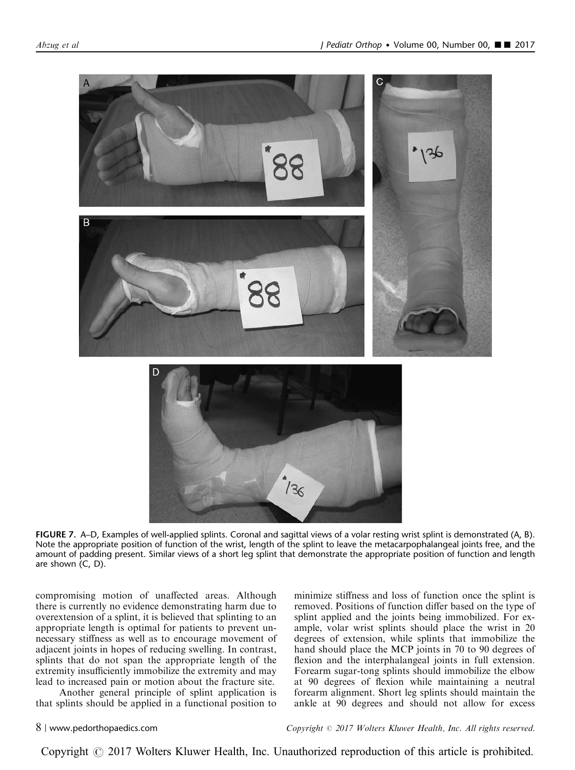**FIGURE 7.** A–D, Examples of well-applied splints. Coronal and sagittal views of a volar resting wrist splint is demonstrated (A, B). Note the appropriate position of function of the wrist, length of the splint to leave the metacarpophalangeal joints free, and the amount of padding present. Similar views of a short leg splint that demonstrate the appropriate position of function and length are shown (C, D).

compromising motion of unaffected areas. Although there is currently no evidence demonstrating harm due to overextension of a splint, it is believed that splinting to an appropriate length is optimal for patients to prevent unnecessary stiffness as well as to encourage movement of adjacent joints in hopes of reducing swelling. In contrast, splints that do not span the appropriate length of the extremity insufficiently immobilize the extremity and may lead to increased pain or motion about the fracture site.

Another general principle of splint application is that splints should be applied in a functional position to minimize stiffness and loss of function once the splint is removed. Positions of function differ based on the type of splint applied and the joints being immobilized. For example, volar wrist splints should place the wrist in 20 degrees of extension, while splints that immobilize the hand should place the MCP joints in 70 to 90 degrees of flexion and the interphalangeal joints in full extension. Forearm sugar-tong splints should immobilize the elbow at 90 degrees of flexion while maintaining a neutral forearm alignment. Short leg splints should maintain the ankle at 90 degrees and should not allow for excess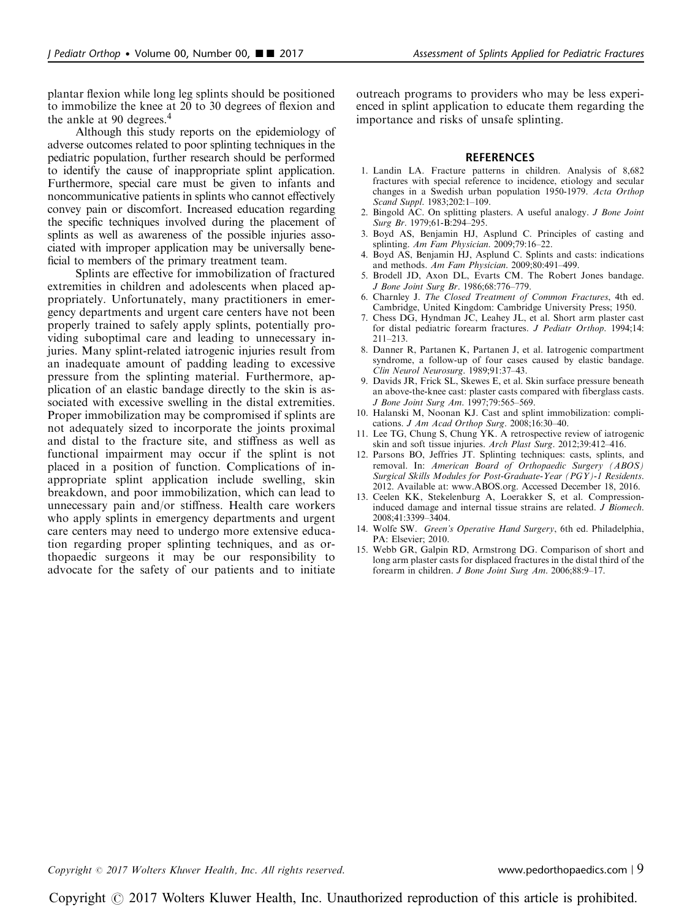plantar flexion while long leg splints should be positioned to immobilize the knee at 20 to 30 degrees of flexion and the ankle at 90 degrees.[4]

Although this study reports on the epidemiology of adverse outcomes related to poor splinting techniques in the pediatric population, further research should be performed to identify the cause of inappropriate splint application. Furthermore, special care must be given to infants and noncommunicative patients in splints who cannot effectively convey pain or discomfort. Increased education regarding the specific techniques involved during the placement of splints as well as awareness of the possible injuries associated with improper application may be universally beneficial to members of the primary treatment team.

Splints are effective for immobilization of fractured extremities in children and adolescents when placed appropriately. Unfortunately, many practitioners in emergency departments and urgent care centers have not been properly trained to safely apply splints, potentially providing suboptimal care and leading to unnecessary injuries. Many splint-related iatrogenic injuries result from an inadequate amount of padding leading to excessive pressure from the splinting material. Furthermore, application of an elastic bandage directly to the skin is associated with excessive swelling in the distal extremities. Proper immobilization may be compromised if splints are not adequately sized to incorporate the joints proximal and distal to the fracture site, and stiffness as well as functional impairment may occur if the splint is not placed in a position of function. Complications of inappropriate splint application include swelling, skin breakdown, and poor immobilization, which can lead to unnecessary pain and/or stiffness. Health care workers who apply splints in emergency departments and urgent care centers may need to undergo more extensive education regarding proper splinting techniques, and as orthopaedic surgeons it may be our responsibility to advocate for the safety of our patients and to initiate outreach programs to providers who may be less experienced in splint application to educate them regarding the importance and risks of unsafe splinting.

## REFERENCES

1. Landin LA. Fracture patterns in children. Analysis of 8,682 fractures with special reference to incidence, etiology and secular changes in a Swedish urban population 1950-1979. *Acta Orthop Scand Suppl*. 1983;202:1–109.
2. Bingold AC. On splitting plasters. A useful analogy. *J Bone Joint Surg Br*. 1979;61-B:294–295.
3. Boyd AS, Benjamin HJ, Asplund C. Principles of casting and splinting. *Am Fam Physician*. 2009;79:16–22.
4. Boyd AS, Benjamin HJ, Asplund C. Splints and casts: indications and methods. *Am Fam Physician*. 2009;80:491–499.
5. Brodell JD, Axon DL, Evarts CM. The Robert Jones bandage. *J Bone Joint Surg Br*. 1986;68:776–779.
6. Charnley J. *The Closed Treatment of Common Fractures*, 4th ed. Cambridge, United Kingdom: Cambridge University Press; 1950.
7. Chess DG, Hyndman JC, Leahey JL, et al. Short arm plaster cast for distal pediatric forearm fractures. *J Pediatr Orthop*. 1994;14: 211–213.
8. Danner R, Partanen K, Partanen J, et al. Iatrogenic compartment syndrome, a follow-up of four cases caused by elastic bandage. *Clin Neurol Neurosurg*. 1989;91:37–43.
9. Davids JR, Frick SL, Skewes E, et al. Skin surface pressure beneath an above-the-knee cast: plaster casts compared with fiberglass casts. *J Bone Joint Surg Am*. 1997;79:565–569.
10. Halanski M, Noonan KJ. Cast and splint immobilization: complications. *J Am Acad Orthop Surg*. 2008;16:30–40.
11. Lee TG, Chung S, Chung YK. A retrospective review of iatrogenic skin and soft tissue injuries. *Arch Plast Surg*. 2012;39:412–416.
12. Parsons BO, Jeffries JT. Splinting techniques: casts, splints, and removal. In: *American Board of Orthopaedic Surgery (ABOS) Surgical Skills Modules for Post-Graduate-Year (PGY)-1 Residents*. 2012. Available at: www.ABOS.org. Accessed December 18, 2016.
13. Ceelen KK, Stekelenburg A, Loerakker S, et al. Compression-induced damage and internal tissue strains are related. *J Biomech*. 2008;41:3399–3404.
14. Wolfe SW. *Green's Operative Hand Surgery*, 6th ed. Philadelphia, PA: Elsevier; 2010.
15. Webb GR, Galpin RD, Armstrong DG. Comparison of short and long arm plaster casts for displaced fractures in the distal third of the forearm in children. *J Bone Joint Surg Am*. 2006;88:9–17.